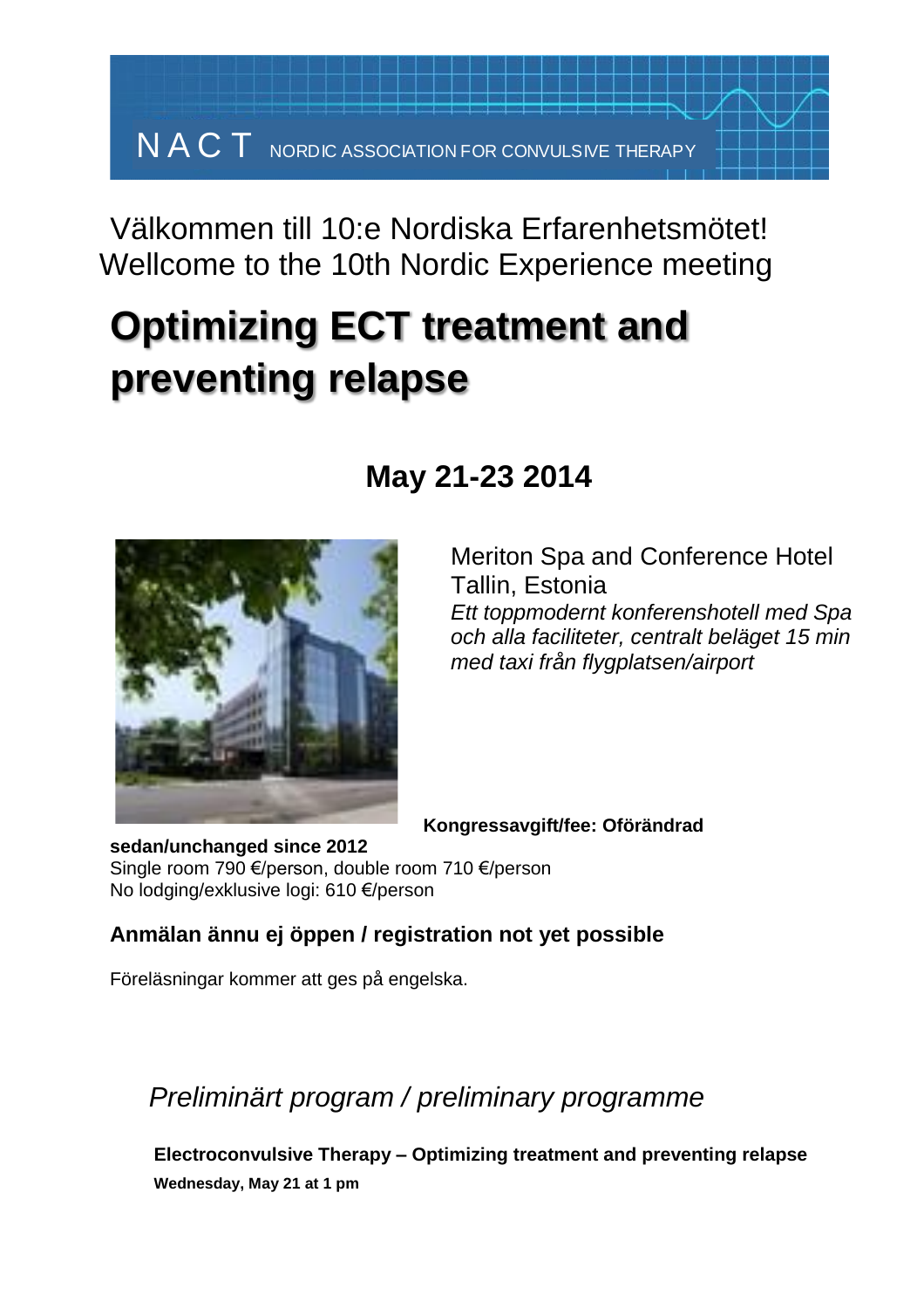NACT NORDIC ASSOCIATION FOR CONVULSIVE THERAPY

Välkommen till 10:e Nordiska Erfarenhetsmötet!
Wellcome to the 10th Nordic Experience meeting

# Optimizing ECT treatment and preventing relapse

## May 21-23 2014

Meriton Spa and Conference Hotel
Tallin, Estonia
*Ett toppmodernt konferenshotell med Spa och alla faciliteter, centralt beläget 15 min med taxi från flygplatsen/airport*

**Kongressavgift/fee: Oförändrad sedan/unchanged since 2012**
Single room 790 €/person, double room 710 €/person
No lodging/exklusive logi: 610 €/person

### Anmälan ännu ej öppen / registration not yet possible

Föreläsningar kommer att ges på engelska.

## *Preliminärt program / preliminary programme*

**Electroconvulsive Therapy – Optimizing treatment and preventing relapse**
**Wednesday, May 21 at 1 pm**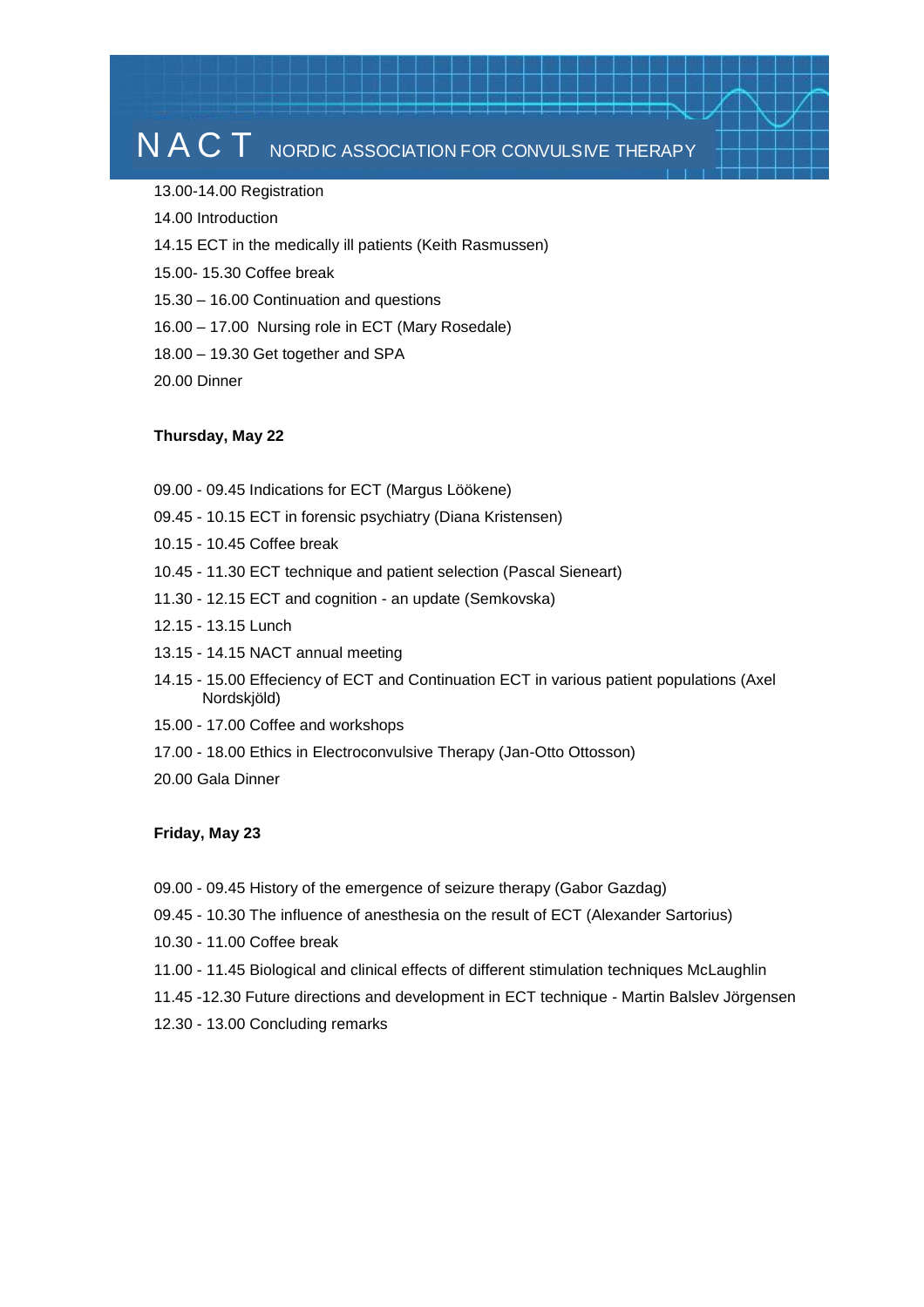# NACT NORDIC ASSOCIATION FOR CONVULSIVE THERAPY

13.00-14.00 Registration

14.00 Introduction

14.15 ECT in the medically ill patients (Keith Rasmussen)

15.00- 15.30 Coffee break

15.30 – 16.00 Continuation and questions

16.00 – 17.00 Nursing role in ECT (Mary Rosedale)

18.00 – 19.30 Get together and SPA

20.00 Dinner

**Thursday, May 22**

09.00 - 09.45 Indications for ECT (Margus Lõõkene)

09.45 - 10.15 ECT in forensic psychiatry (Diana Kristensen)

10.15 - 10.45 Coffee break

10.45 - 11.30 ECT technique and patient selection (Pascal Sieneart)

11.30 - 12.15 ECT and cognition - an update (Semkovska)

12.15 - 13.15 Lunch

13.15 - 14.15 NACT annual meeting

14.15 - 15.00 Effeciency of ECT and Continuation ECT in various patient populations (Axel Nordskjöld)

15.00 - 17.00 Coffee and workshops

17.00 - 18.00 Ethics in Electroconvulsive Therapy (Jan-Otto Ottosson)

20.00 Gala Dinner

**Friday, May 23**

09.00 - 09.45 History of the emergence of seizure therapy (Gabor Gazdag)

09.45 - 10.30 The influence of anesthesia on the result of ECT (Alexander Sartorius)

10.30 - 11.00 Coffee break

11.00 - 11.45 Biological and clinical effects of different stimulation techniques McLaughlin

11.45 -12.30 Future directions and development in ECT technique - Martin Balslev Jörgensen

12.30 - 13.00 Concluding remarks